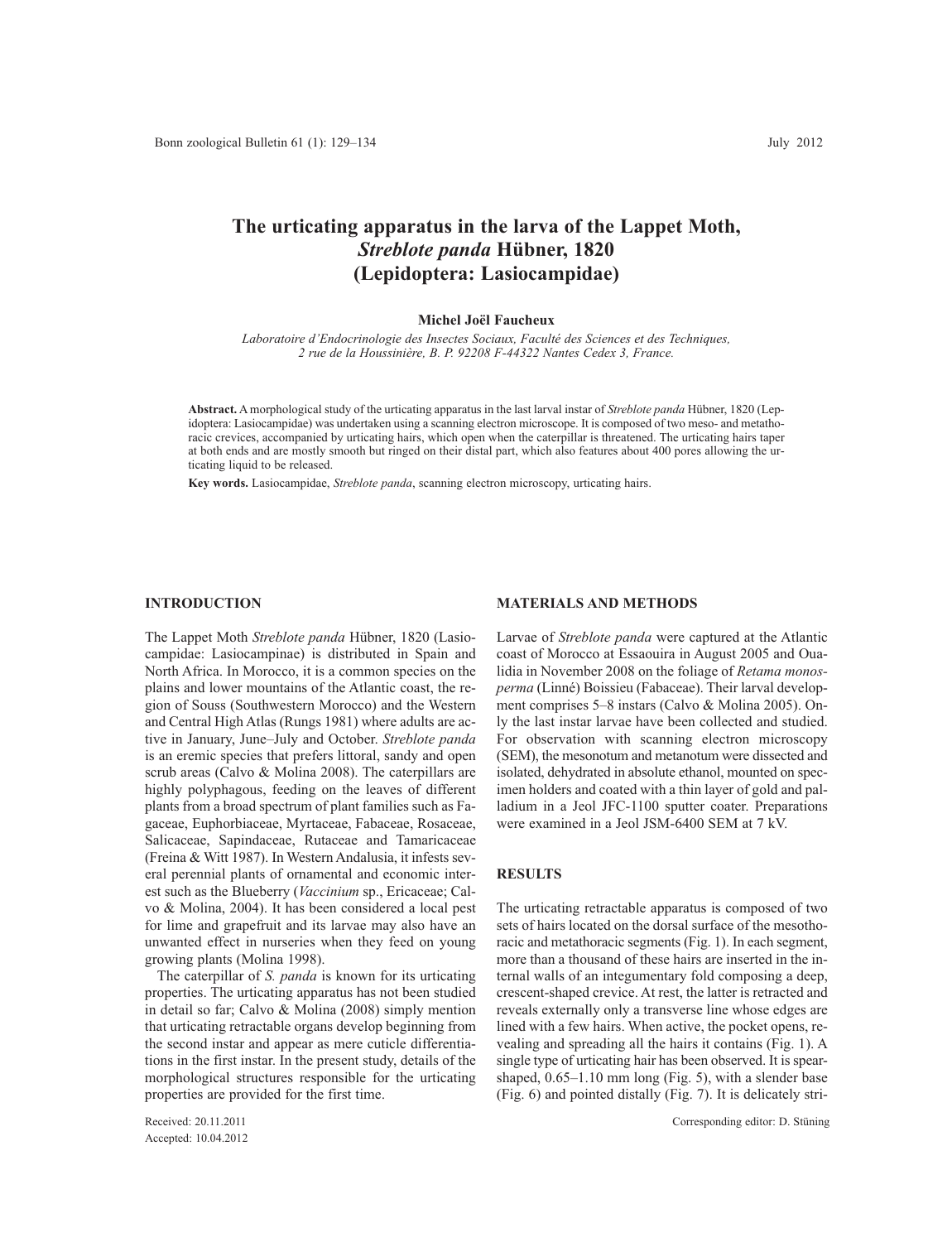# The urticating apparatus in the larva of the Lappet Moth, *Streblote panda* Hübner, 1820 (Lepidoptera: Lasiocampidae)

**Michel Joël Faucheux**

*Laboratoire d'Endocrinologie des Insectes Sociaux, Faculté des Sciences et des Techniques, 2 rue de la Houssinière, B. P. 92208 F-44322 Nantes Cedex 3, France.*

**Abstract.** A morphological study of the urticating apparatus in the last larval instar of *Streblote panda* Hübner, 1820 (Lepidoptera: Lasiocampidae) was undertaken using a scanning electron microscope. It is composed of two meso- and metathoracic crevices, accompanied by urticating hairs, which open when the caterpillar is threatened. The urticating hairs taper at both ends and are mostly smooth but ringed on their distal part, which also features about 400 pores allowing the urticating liquid to be released.

**Key words.** Lasiocampidae, *Streblote panda*, scanning electron microscopy, urticating hairs.

## INTRODUCTION

The Lappet Moth *Streblote panda* Hübner, 1820 (Lasiocampidae: Lasiocampinae) is distributed in Spain and North Africa. In Morocco, it is a common species on the plains and lower mountains of the Atlantic coast, the region of Souss (Southwestern Morocco) and the Western and Central High Atlas (Rungs 1981) where adults are active in January, June–July and October. *Streblote panda* is an eremic species that prefers littoral, sandy and open scrub areas (Calvo & Molina 2008). The caterpillars are highly polyphagous, feeding on the leaves of different plants from a broad spectrum of plant families such as Fagaceae, Euphorbiaceae, Myrtaceae, Fabaceae, Rosaceae, Salicaceae, Sapindaceae, Rutaceae and Tamaricaceae (Freina & Witt 1987). In Western Andalusia, it infests several perennial plants of ornamental and economic interest such as the Blueberry (*Vaccinium* sp., Ericaceae; Calvo & Molina, 2004). It has been considered a local pest for lime and grapefruit and its larvae may also have an unwanted effect in nurseries when they feed on young growing plants (Molina 1998).

The caterpillar of *S. panda* is known for its urticating properties. The urticating apparatus has not been studied in detail so far; Calvo & Molina (2008) simply mention that urticating retractable organs develop beginning from the second instar and appear as mere cuticle differentiations in the first instar. In the present study, details of the morphological structures responsible for the urticating properties are provided for the first time.

Received: 20.11.2011
Accepted: 10.04.2012

## MATERIALS AND METHODS

Larvae of *Streblote panda* were captured at the Atlantic coast of Morocco at Essaouira in August 2005 and Oualidia in November 2008 on the foliage of *Retama monosperma* (Linné) Boissieu (Fabaceae). Their larval development comprises 5–8 instars (Calvo & Molina 2005). Only the last instar larvae have been collected and studied. For observation with scanning electron microscopy (SEM), the mesonotum and metanotum were dissected and isolated, dehydrated in absolute ethanol, mounted on specimen holders and coated with a thin layer of gold and palladium in a Jeol JFC-1100 sputter coater. Preparations were examined in a Jeol JSM-6400 SEM at 7 kV.

## RESULTS

The urticating retractable apparatus is composed of two sets of hairs located on the dorsal surface of the mesothoracic and metathoracic segments (Fig. 1). In each segment, more than a thousand of these hairs are inserted in the internal walls of an integumentary fold composing a deep, crescent-shaped crevice. At rest, the latter is retracted and reveals externally only a transverse line whose edges are lined with a few hairs. When active, the pocket opens, revealing and spreading all the hairs it contains (Fig. 1). A single type of urticating hair has been observed. It is spear-shaped, 0.65–1.10 mm long (Fig. 5), with a slender base (Fig. 6) and pointed distally (Fig. 7). It is delicately stri-

Corresponding editor: D. Stüning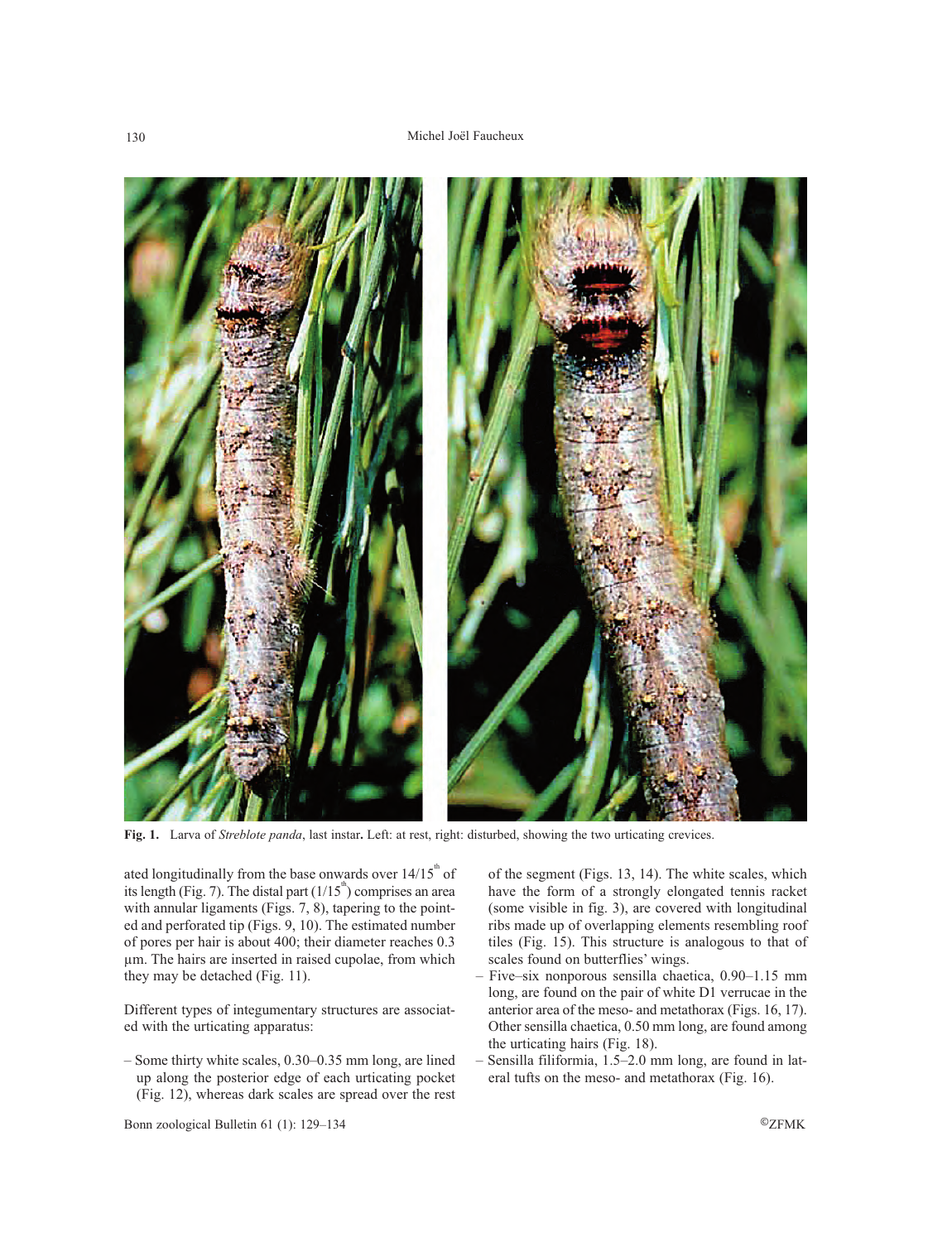**Fig. 1.** Larva of *Streblote panda*, last instar**.** Left: at rest, right: disturbed, showing the two urticating crevices.

ated longitudinally from the base onwards over 14/15$^{th}$ of its length (Fig. 7). The distal part (1/15$^{th}$) comprises an area with annular ligaments (Figs. 7, 8), tapering to the pointed and perforated tip (Figs. 9, 10). The estimated number of pores per hair is about 400; their diameter reaches 0.3 µm. The hairs are inserted in raised cupolae, from which they may be detached (Fig. 11).

Different types of integumentary structures are associated with the urticating apparatus:

- Some thirty white scales, 0.30–0.35 mm long, are lined up along the posterior edge of each urticating pocket (Fig. 12), whereas dark scales are spread over the rest of the segment (Figs. 13, 14). The white scales, which have the form of a strongly elongated tennis racket (some visible in fig. 3), are covered with longitudinal ribs made up of overlapping elements resembling roof tiles (Fig. 15). This structure is analogous to that of scales found on butterflies' wings.
- Five–six nonporous sensilla chaetica, 0.90–1.15 mm long, are found on the pair of white D1 verrucae in the anterior area of the meso- and metathorax (Figs. 16, 17). Other sensilla chaetica, 0.50 mm long, are found among the urticating hairs (Fig. 18).
- Sensilla filiformia, 1.5–2.0 mm long, are found in lateral tufts on the meso- and metathorax (Fig. 16).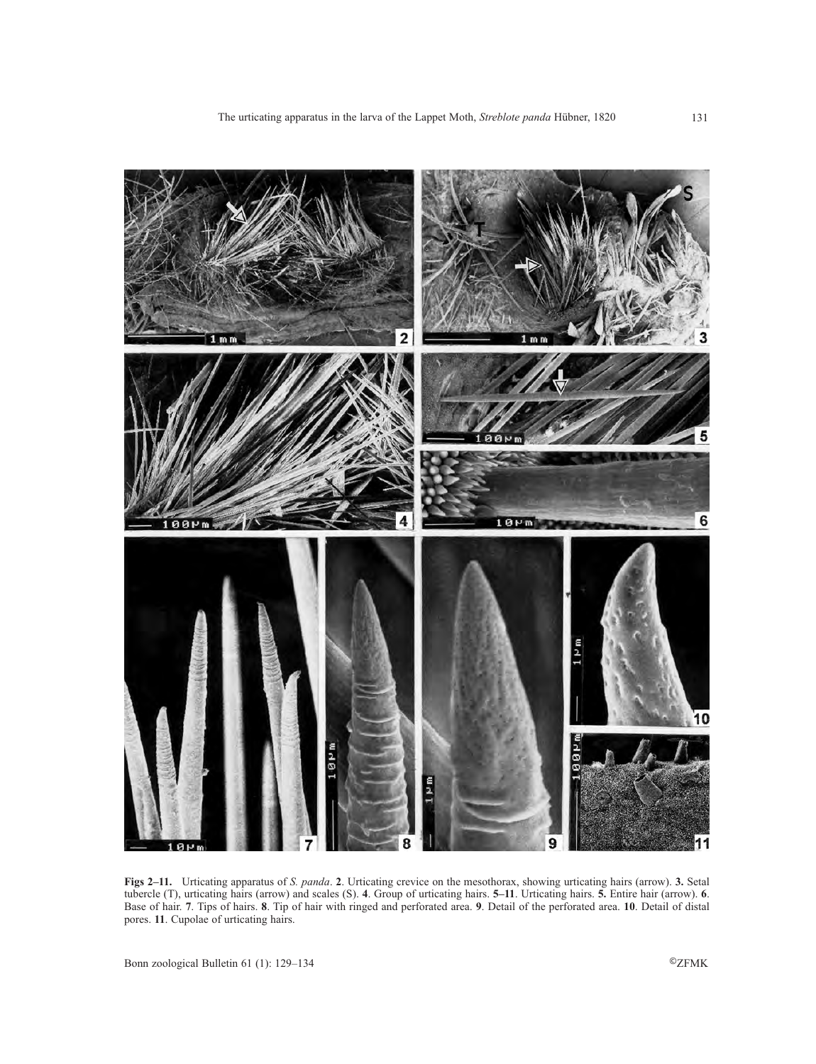**Figs 2–11.** Urticating apparatus of *S. panda*. **2**. Urticating crevice on the mesothorax, showing urticating hairs (arrow). **3.** Setal tubercle (T), urticating hairs (arrow) and scales (S). **4**. Group of urticating hairs. **5–11**. Urticating hairs. **5.** Entire hair (arrow). **6**. Base of hair. **7**. Tips of hairs. **8**. Tip of hair with ringed and perforated area. **9**. Detail of the perforated area. **10**. Detail of distal pores. **11**. Cupolae of urticating hairs.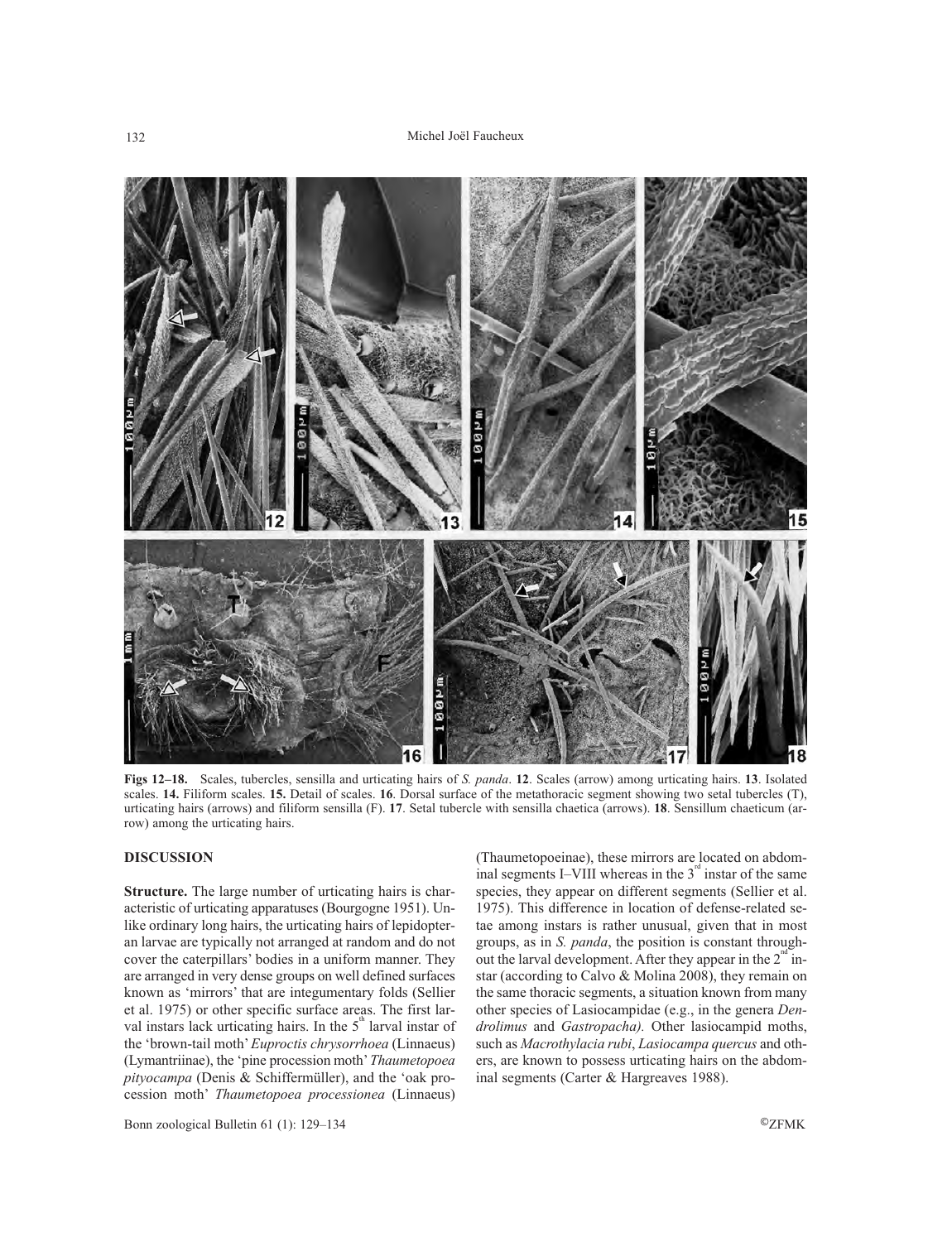**Figs 12–18.** Scales, tubercles, sensilla and urticating hairs of *S. panda*. **12**. Scales (arrow) among urticating hairs. **13**. Isolated scales. **14.** Filiform scales. **15.** Detail of scales. **16**. Dorsal surface of the metathoracic segment showing two setal tubercles (T), urticating hairs (arrows) and filiform sensilla (F). **17**. Setal tubercle with sensilla chaetica (arrows). **18**. Sensillum chaeticum (arrow) among the urticating hairs.

## DISCUSSION

**Structure.** The large number of urticating hairs is characteristic of urticating apparatuses (Bourgogne 1951). Unlike ordinary long hairs, the urticating hairs of lepidopteran larvae are typically not arranged at random and do not cover the caterpillars' bodies in a uniform manner. They are arranged in very dense groups on well defined surfaces known as 'mirrors' that are integumentary folds (Sellier et al. 1975) or other specific surface areas. The first larval instars lack urticating hairs. In the 5th larval instar of the 'brown-tail moth' *Euproctis chrysorrhoea* (Linnaeus) (Lymantriinae), the 'pine procession moth' *Thaumetopoea pityocampa* (Denis & Schiffermüller), and the 'oak procession moth' *Thaumetopoea processionea* (Linnaeus) (Thaumetopoeinae), these mirrors are located on abdominal segments I–VIII whereas in the 3rd instar of the same species, they appear on different segments (Sellier et al. 1975). This difference in location of defense-related setae among instars is rather unusual, given that in most groups, as in *S. panda*, the position is constant throughout the larval development. After they appear in the 2nd instar (according to Calvo & Molina 2008), they remain on the same thoracic segments, a situation known from many other species of Lasiocampidae (e.g., in the genera *Dendrolimus* and *Gastropacha).* Other lasiocampid moths, such as *Macrothylacia rubi*, *Lasiocampa quercus* and others, are known to possess urticating hairs on the abdominal segments (Carter & Hargreaves 1988).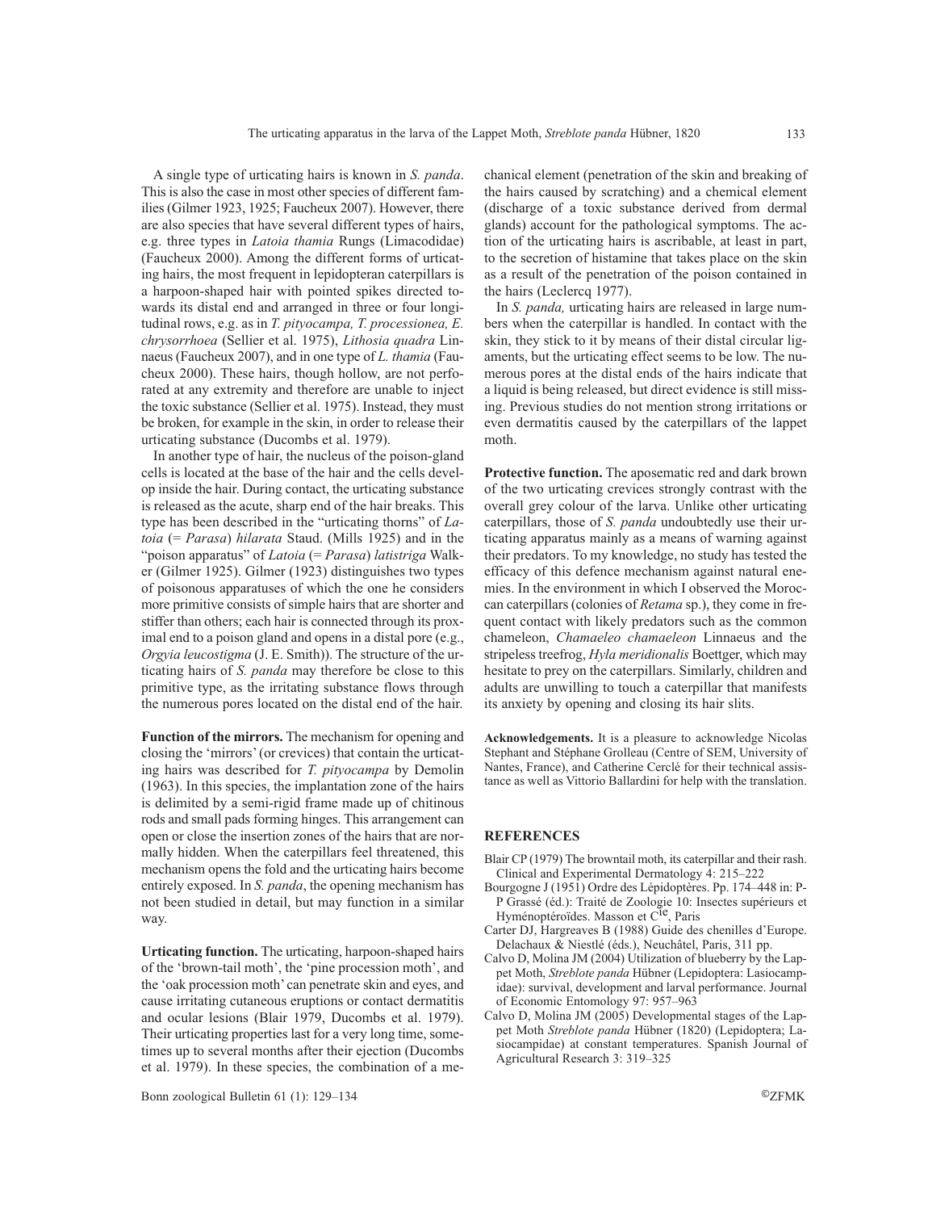A single type of urticating hairs is known in *S. panda*. This is also the case in most other species of different families (Gilmer 1923, 1925; Faucheux 2007). However, there are also species that have several different types of hairs, e.g. three types in *Latoia thamia* Rungs (Limacodidae) (Faucheux 2000). Among the different forms of urticating hairs, the most frequent in lepidopteran caterpillars is a harpoon-shaped hair with pointed spikes directed towards its distal end and arranged in three or four longitudinal rows, e.g. as in *T. pityocampa, T. processionea, E. chrysorrhoea* (Sellier et al. 1975), *Lithosia quadra* Linnaeus (Faucheux 2007), and in one type of *L. thamia* (Faucheux 2000). These hairs, though hollow, are not perforated at any extremity and therefore are unable to inject the toxic substance (Sellier et al. 1975). Instead, they must be broken, for example in the skin, in order to release their urticating substance (Ducombs et al. 1979).

In another type of hair, the nucleus of the poison-gland cells is located at the base of the hair and the cells develop inside the hair. During contact, the urticating substance is released as the acute, sharp end of the hair breaks. This type has been described in the "urticating thorns" of *Latoia* (= *Parasa*) *hilarata* Staud. (Mills 1925) and in the "poison apparatus" of *Latoia* (= *Parasa*) *latistriga* Walker (Gilmer 1925). Gilmer (1923) distinguishes two types of poisonous apparatuses of which the one he considers more primitive consists of simple hairs that are shorter and stiffer than others; each hair is connected through its proximal end to a poison gland and opens in a distal pore (e.g., *Orgyia leucostigma* (J. E. Smith)). The structure of the urticating hairs of *S. panda* may therefore be close to this primitive type, as the irritating substance flows through the numerous pores located on the distal end of the hair.

**Function of the mirrors.** The mechanism for opening and closing the 'mirrors' (or crevices) that contain the urticating hairs was described for *T. pityocampa* by Demolin (1963). In this species, the implantation zone of the hairs is delimited by a semi-rigid frame made up of chitinous rods and small pads forming hinges. This arrangement can open or close the insertion zones of the hairs that are normally hidden. When the caterpillars feel threatened, this mechanism opens the fold and the urticating hairs become entirely exposed. In *S. panda*, the opening mechanism has not been studied in detail, but may function in a similar way.

**Urticating function.** The urticating, harpoon-shaped hairs of the 'brown-tail moth', the 'pine procession moth', and the 'oak procession moth' can penetrate skin and eyes, and cause irritating cutaneous eruptions or contact dermatitis and ocular lesions (Blair 1979, Ducombs et al. 1979). Their urticating properties last for a very long time, sometimes up to several months after their ejection (Ducombs et al. 1979). In these species, the combination of a mechanical element (penetration of the skin and breaking of the hairs caused by scratching) and a chemical element (discharge of a toxic substance derived from dermal glands) account for the pathological symptoms. The action of the urticating hairs is ascribable, at least in part, to the secretion of histamine that takes place on the skin as a result of the penetration of the poison contained in the hairs (Leclercq 1977).

In *S. panda,* urticating hairs are released in large numbers when the caterpillar is handled. In contact with the skin, they stick to it by means of their distal circular ligaments, but the urticating effect seems to be low. The numerous pores at the distal ends of the hairs indicate that a liquid is being released, but direct evidence is still missing. Previous studies do not mention strong irritations or even dermatitis caused by the caterpillars of the lappet moth.

**Protective function.** The aposematic red and dark brown of the two urticating crevices strongly contrast with the overall grey colour of the larva. Unlike other urticating caterpillars, those of *S. panda* undoubtedly use their urticating apparatus mainly as a means of warning against their predators. To my knowledge, no study has tested the efficacy of this defence mechanism against natural enemies. In the environment in which I observed the Moroccan caterpillars (colonies of *Retama* sp.), they come in frequent contact with likely predators such as the common chameleon, *Chamaeleo chamaeleon* Linnaeus and the stripeless treefrog, *Hyla meridionalis* Boettger, which may hesitate to prey on the caterpillars. Similarly, children and adults are unwilling to touch a caterpillar that manifests its anxiety by opening and closing its hair slits.

**Acknowledgements.** It is a pleasure to acknowledge Nicolas Stephant and Stéphane Grolleau (Centre of SEM, University of Nantes, France), and Catherine Cerclé for their technical assistance as well as Vittorio Ballardini for help with the translation.

## REFERENCES

Blair CP (1979) The browntail moth, its caterpillar and their rash. Clinical and Experimental Dermatology 4: 215–222

Bourgogne J (1951) Ordre des Lépidoptères. Pp. 174–448 in: P-P Grassé (éd.): Traité de Zoologie 10: Insectes supérieurs et Hyménoptéroïdes. Masson et C[ie], Paris

Carter DJ, Hargreaves B (1988) Guide des chenilles d'Europe. Delachaux & Niestlé (éds.), Neuchâtel, Paris, 311 pp.

Calvo D, Molina JM (2004) Utilization of blueberry by the Lappet Moth, *Streblote panda* Hübner (Lepidoptera: Lasiocampidae): survival, development and larval performance. Journal of Economic Entomology 97: 957–963

Calvo D, Molina JM (2005) Developmental stages of the Lappet Moth *Streblote panda* Hübner (1820) (Lepidoptera; Lasiocampidae) at constant temperatures. Spanish Journal of Agricultural Research 3: 319–325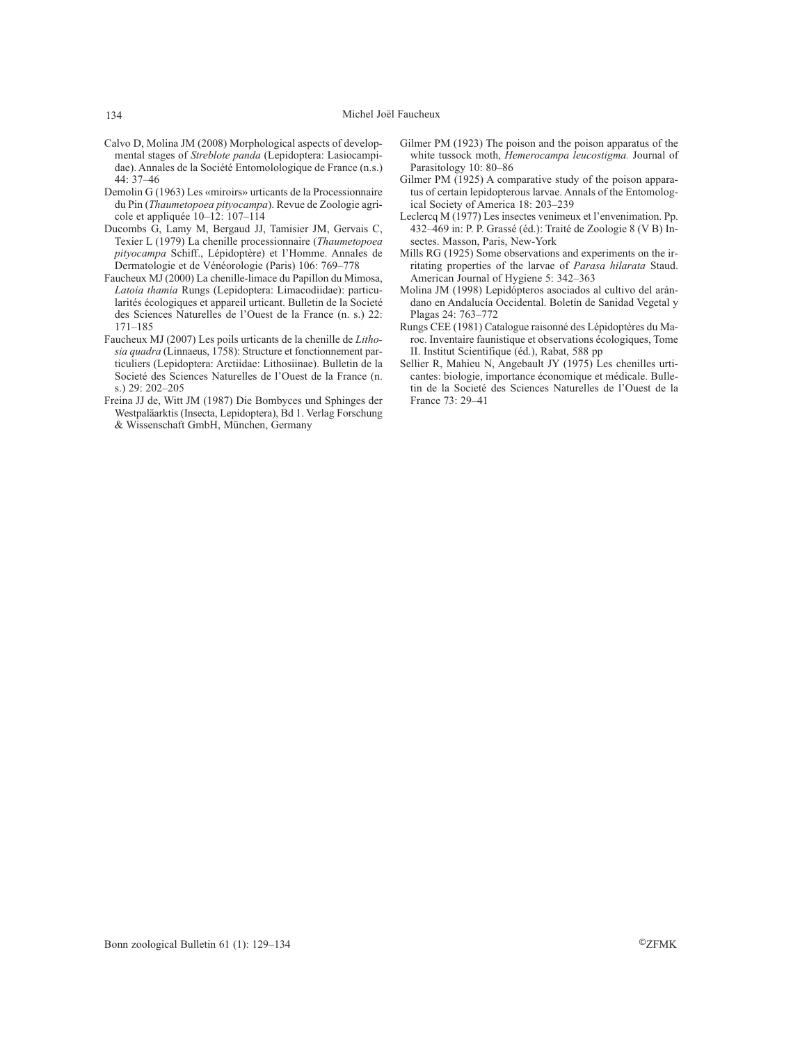Calvo D, Molina JM (2008) Morphological aspects of developmental stages of *Streblote panda* (Lepidoptera: Lasiocampidae). Annales de la Société Entomolologique de France (n.s.) 44: 37–46

Demolin G (1963) Les «miroirs» urticants de la Processionnaire du Pin (*Thaumetopoea pityocampa*). Revue de Zoologie agricole et appliquée 10–12: 107–114

Ducombs G, Lamy M, Bergaud JJ, Tamisier JM, Gervais C, Texier L (1979) La chenille processionnaire (*Thaumetopoea pityocampa* Schiff., Lépidoptère) et l'Homme. Annales de Dermatologie et de Vénéorologie (Paris) 106: 769–778

Faucheux MJ (2000) La chenille-limace du Papillon du Mimosa, *Latoia thamia* Rungs (Lepidoptera: Limacodiidae): particularités écologiques et appareil urticant. Bulletin de la Societé des Sciences Naturelles de l'Ouest de la France (n. s.) 22: 171–185

Faucheux MJ (2007) Les poils urticants de la chenille de *Lithosia quadra* (Linnaeus, 1758): Structure et fonctionnement particuliers (Lepidoptera: Arctiidae: Lithosiinae). Bulletin de la Societé des Sciences Naturelles de l'Ouest de la France (n. s.) 29: 202–205

Freina JJ de, Witt JM (1987) Die Bombyces und Sphinges der Westpaläarktis (Insecta, Lepidoptera), Bd 1. Verlag Forschung & Wissenschaft GmbH, München, Germany

Gilmer PM (1923) The poison and the poison apparatus of the white tussock moth, *Hemerocampa leucostigma.* Journal of Parasitology 10: 80–86

Gilmer PM (1925) A comparative study of the poison apparatus of certain lepidopterous larvae. Annals of the Entomological Society of America 18: 203–239

Leclercq M (1977) Les insectes venimeux et l'envenimation. Pp. 432–469 in: P. P. Grassé (éd.): Traité de Zoologie 8 (V B) Insectes. Masson, Paris, New-York

Mills RG (1925) Some observations and experiments on the irritating properties of the larvae of *Parasa hilarata* Staud. American Journal of Hygiene 5: 342–363

Molina JM (1998) Lepidópteros asociados al cultivo del arándano en Andalucía Occidental. Boletín de Sanidad Vegetal y Plagas 24: 763–772

Rungs CEE (1981) Catalogue raisonné des Lépidoptères du Maroc. Inventaire faunistique et observations écologiques, Tome II. Institut Scientifique (éd.), Rabat, 588 pp

Sellier R, Mahieu N, Angebault JY (1975) Les chenilles urticantes: biologie, importance économique et médicale. Bulletin de la Societé des Sciences Naturelles de l'Ouest de la France 73: 29–41